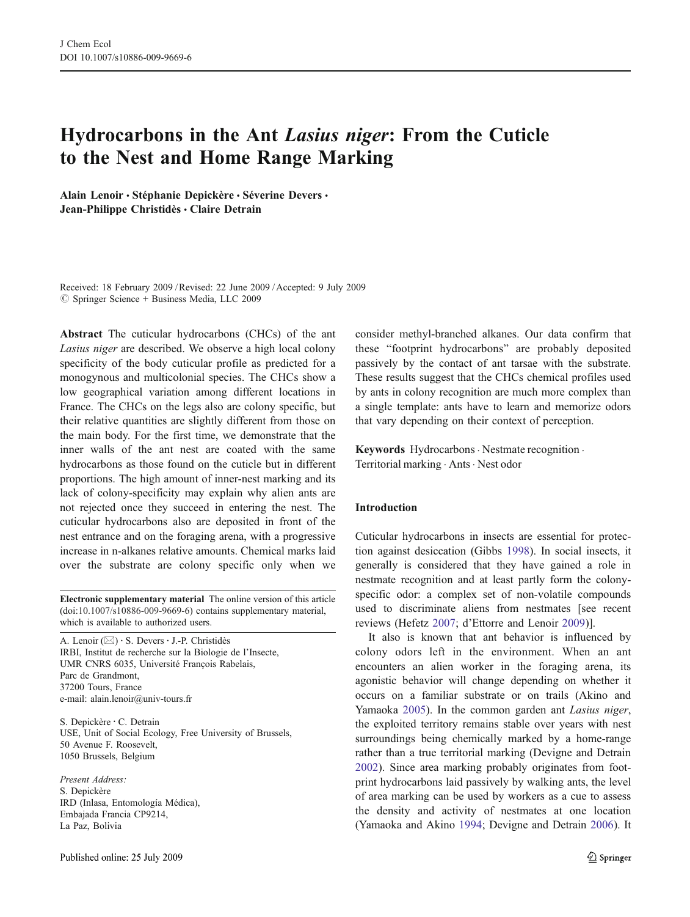# Hydrocarbons in the Ant *Lasius niger*: From the Cuticle to the Nest and Home Range Marking

**Alain Lenoir · Stéphanie Depickère · Séverine Devers · Jean-Philippe Christidès · Claire Detrain**

Received: 18 February 2009 / Revised: 22 June 2009 / Accepted: 9 July 2009
© Springer Science + Business Media, LLC 2009

**Abstract** The cuticular hydrocarbons (CHCs) of the ant *Lasius niger* are described. We observe a high local colony specificity of the body cuticular profile as predicted for a monogynous and multicolonial species. The CHCs show a low geographical variation among different locations in France. The CHCs on the legs also are colony specific, but their relative quantities are slightly different from those on the main body. For the first time, we demonstrate that the inner walls of the ant nest are coated with the same hydrocarbons as those found on the cuticle but in different proportions. The high amount of inner-nest marking and its lack of colony-specificity may explain why alien ants are not rejected once they succeed in entering the nest. The cuticular hydrocarbons also are deposited in front of the nest entrance and on the foraging arena, with a progressive increase in n-alkanes relative amounts. Chemical marks laid over the substrate are colony specific only when we consider methyl-branched alkanes. Our data confirm that these "footprint hydrocarbons" are probably deposited passively by the contact of ant tarsae with the substrate. These results suggest that the CHCs chemical profiles used by ants in colony recognition are much more complex than a single template: ants have to learn and memorize odors that vary depending on their context of perception.

**Keywords** Hydrocarbons · Nestmate recognition · Territorial marking · Ants · Nest odor

**Electronic supplementary material** The online version of this article (doi:10.1007/s10886-009-9669-6) contains supplementary material, which is available to authorized users.

A. Lenoir (✉) · S. Devers · J.-P. Christidès
IRBI, Institut de recherche sur la Biologie de l'Insecte,
UMR CNRS 6035, Université François Rabelais,
Parc de Grandmont,
37200 Tours, France
e-mail: alain.lenoir@univ-tours.fr

S. Depickère · C. Detrain
USE, Unit of Social Ecology, Free University of Brussels,
50 Avenue F. Roosevelt,
1050 Brussels, Belgium

*Present Address:*
S. Depickère
IRD (Inlasa, Entomología Médica),
Embajada Francia CP9214,
La Paz, Bolivia

## Introduction

Cuticular hydrocarbons in insects are essential for protection against desiccation (Gibbs 1998). In social insects, it generally is considered that they have gained a role in nestmate recognition and at least partly form the colony-specific odor: a complex set of non-volatile compounds used to discriminate aliens from nestmates [see recent reviews (Hefetz 2007; d'Ettorre and Lenoir 2009)].

It also is known that ant behavior is influenced by colony odors left in the environment. When an ant encounters an alien worker in the foraging arena, its agonistic behavior will change depending on whether it occurs on a familiar substrate or on trails (Akino and Yamaoka 2005). In the common garden ant *Lasius niger*, the exploited territory remains stable over years with nest surroundings being chemically marked by a home-range rather than a true territorial marking (Devigne and Detrain 2002). Since area marking probably originates from footprint hydrocarbons laid passively by walking ants, the level of area marking can be used by workers as a cue to assess the density and activity of nestmates at one location (Yamaoka and Akino 1994; Devigne and Detrain 2006). It

Published online: 25 July 2009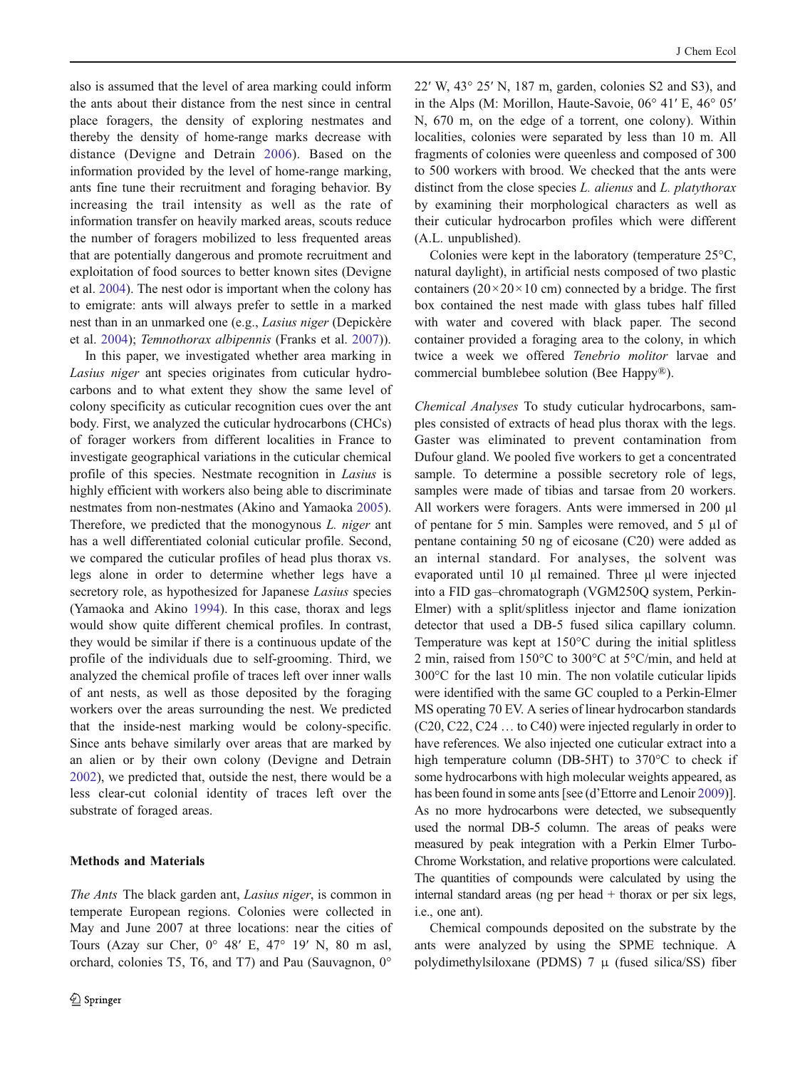also is assumed that the level of area marking could inform the ants about their distance from the nest since in central place foragers, the density of exploring nestmates and thereby the density of home-range marks decrease with distance (Devigne and Detrain 2006). Based on the information provided by the level of home-range marking, ants fine tune their recruitment and foraging behavior. By increasing the trail intensity as well as the rate of information transfer on heavily marked areas, scouts reduce the number of foragers mobilized to less frequented areas that are potentially dangerous and promote recruitment and exploitation of food sources to better known sites (Devigne et al. 2004). The nest odor is important when the colony has to emigrate: ants will always prefer to settle in a marked nest than in an unmarked one (e.g., *Lasius niger* (Depickère et al. 2004); *Temnothorax albipennis* (Franks et al. 2007)).

In this paper, we investigated whether area marking in *Lasius niger* ant species originates from cuticular hydrocarbons and to what extent they show the same level of colony specificity as cuticular recognition cues over the ant body. First, we analyzed the cuticular hydrocarbons (CHCs) of forager workers from different localities in France to investigate geographical variations in the cuticular chemical profile of this species. Nestmate recognition in *Lasius* is highly efficient with workers also being able to discriminate nestmates from non-nestmates (Akino and Yamaoka 2005). Therefore, we predicted that the monogynous *L. niger* ant has a well differentiated colonial cuticular profile. Second, we compared the cuticular profiles of head plus thorax vs. legs alone in order to determine whether legs have a secretory role, as hypothesized for Japanese *Lasius* species (Yamaoka and Akino 1994). In this case, thorax and legs would show quite different chemical profiles. In contrast, they would be similar if there is a continuous update of the profile of the individuals due to self-grooming. Third, we analyzed the chemical profile of traces left over inner walls of ant nests, as well as those deposited by the foraging workers over the areas surrounding the nest. We predicted that the inside-nest marking would be colony-specific. Since ants behave similarly over areas that are marked by an alien or by their own colony (Devigne and Detrain 2002), we predicted that, outside the nest, there would be a less clear-cut colonial identity of traces left over the substrate of foraged areas.

## Methods and Materials

*The Ants* The black garden ant, *Lasius niger*, is common in temperate European regions. Colonies were collected in May and June 2007 at three locations: near the cities of Tours (Azay sur Cher, 0° 48′ E, 47° 19′ N, 80 m asl, orchard, colonies T5, T6, and T7) and Pau (Sauvagnon, 0° 22′ W, 43° 25′ N, 187 m, garden, colonies S2 and S3), and in the Alps (M: Morillon, Haute-Savoie, 06° 41′ E, 46° 05′ N, 670 m, on the edge of a torrent, one colony). Within localities, colonies were separated by less than 10 m. All fragments of colonies were queenless and composed of 300 to 500 workers with brood. We checked that the ants were distinct from the close species *L. alienus* and *L. platythorax* by examining their morphological characters as well as their cuticular hydrocarbon profiles which were different (A.L. unpublished).

Colonies were kept in the laboratory (temperature 25°C, natural daylight), in artificial nests composed of two plastic containers (20×20×10 cm) connected by a bridge. The first box contained the nest made with glass tubes half filled with water and covered with black paper. The second container provided a foraging area to the colony, in which twice a week we offered *Tenebrio molitor* larvae and commercial bumblebee solution (Bee Happy®).

*Chemical Analyses* To study cuticular hydrocarbons, samples consisted of extracts of head plus thorax with the legs. Gaster was eliminated to prevent contamination from Dufour gland. We pooled five workers to get a concentrated sample. To determine a possible secretory role of legs, samples were made of tibias and tarsae from 20 workers. All workers were foragers. Ants were immersed in 200 µl of pentane for 5 min. Samples were removed, and 5 µl of pentane containing 50 ng of eicosane (C20) were added as an internal standard. For analyses, the solvent was evaporated until 10 µl remained. Three µl were injected into a FID gas–chromatograph (VGM250Q system, Perkin-Elmer) with a split/splitless injector and flame ionization detector that used a DB-5 fused silica capillary column. Temperature was kept at 150°C during the initial splitless 2 min, raised from 150°C to 300°C at 5°C/min, and held at 300°C for the last 10 min. The non volatile cuticular lipids were identified with the same GC coupled to a Perkin-Elmer MS operating 70 EV. A series of linear hydrocarbon standards (C20, C22, C24 … to C40) were injected regularly in order to have references. We also injected one cuticular extract into a high temperature column (DB-5HT) to 370°C to check if some hydrocarbons with high molecular weights appeared, as has been found in some ants [see (d'Ettorre and Lenoir 2009)]. As no more hydrocarbons were detected, we subsequently used the normal DB-5 column. The areas of peaks were measured by peak integration with a Perkin Elmer Turbo-Chrome Workstation, and relative proportions were calculated. The quantities of compounds were calculated by using the internal standard areas (ng per head + thorax or per six legs, i.e., one ant).

Chemical compounds deposited on the substrate by the ants were analyzed by using the SPME technique. A polydimethylsiloxane (PDMS) 7 µ (fused silica/SS) fiber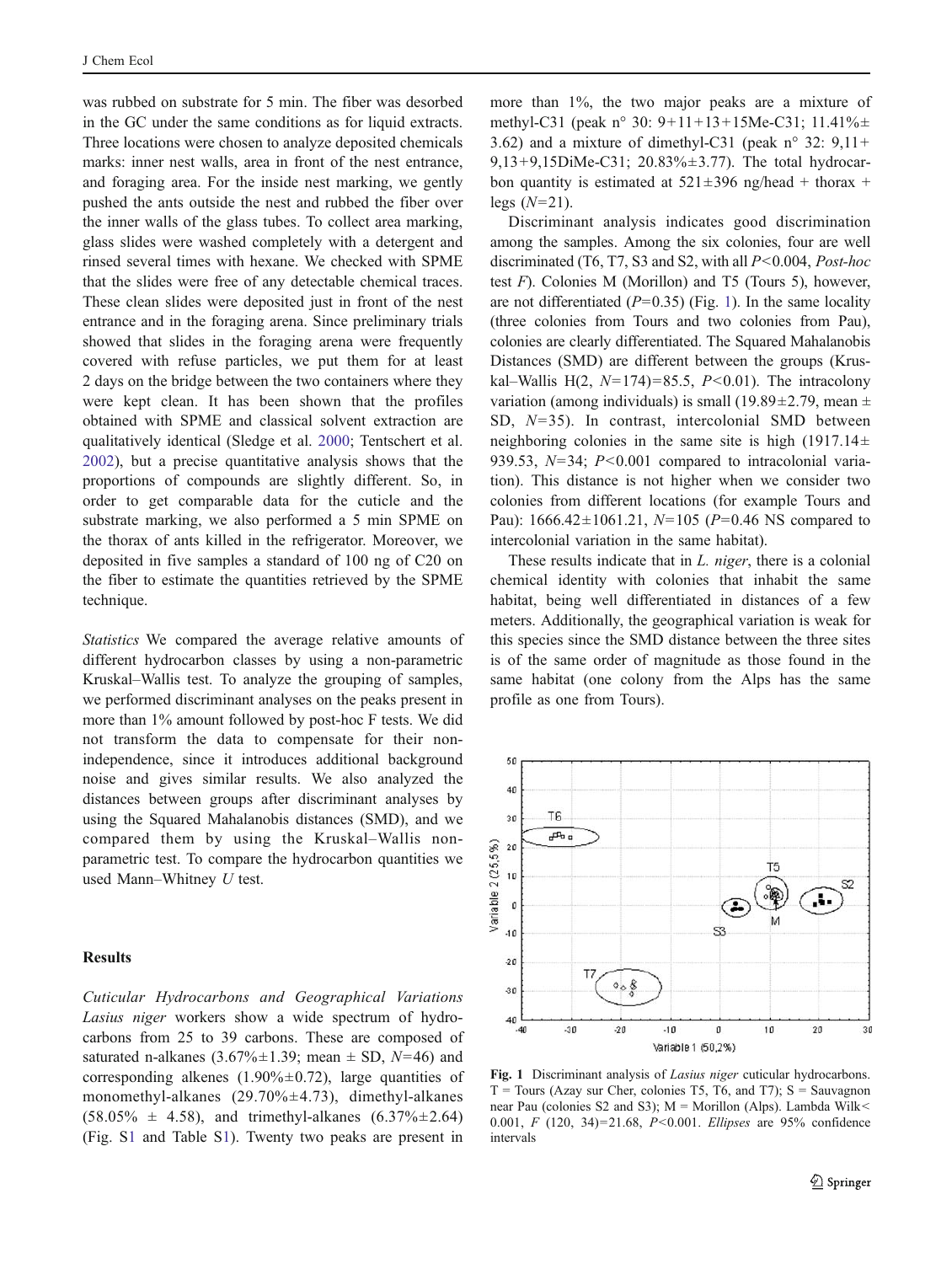was rubbed on substrate for 5 min. The fiber was desorbed in the GC under the same conditions as for liquid extracts. Three locations were chosen to analyze deposited chemicals marks: inner nest walls, area in front of the nest entrance, and foraging area. For the inside nest marking, we gently pushed the ants outside the nest and rubbed the fiber over the inner walls of the glass tubes. To collect area marking, glass slides were washed completely with a detergent and rinsed several times with hexane. We checked with SPME that the slides were free of any detectable chemical traces. These clean slides were deposited just in front of the nest entrance and in the foraging arena. Since preliminary trials showed that slides in the foraging arena were frequently covered with refuse particles, we put them for at least 2 days on the bridge between the two containers where they were kept clean. It has been shown that the profiles obtained with SPME and classical solvent extraction are qualitatively identical (Sledge et al. 2000; Tentschert et al. 2002), but a precise quantitative analysis shows that the proportions of compounds are slightly different. So, in order to get comparable data for the cuticle and the substrate marking, we also performed a 5 min SPME on the thorax of ants killed in the refrigerator. Moreover, we deposited in five samples a standard of 100 ng of C20 on the fiber to estimate the quantities retrieved by the SPME technique.

*Statistics* We compared the average relative amounts of different hydrocarbon classes by using a non-parametric Kruskal–Wallis test. To analyze the grouping of samples, we performed discriminant analyses on the peaks present in more than 1% amount followed by post-hoc F tests. We did not transform the data to compensate for their non-independence, since it introduces additional background noise and gives similar results. We also analyzed the distances between groups after discriminant analyses by using the Squared Mahalanobis distances (SMD), and we compared them by using the Kruskal–Wallis non-parametric test. To compare the hydrocarbon quantities we used Mann–Whitney *U* test.

## Results

*Cuticular Hydrocarbons and Geographical Variations* *Lasius niger* workers show a wide spectrum of hydrocarbons from 25 to 39 carbons. These are composed of saturated n-alkanes (3.67%±1.39; mean ± SD, $N$=46) and corresponding alkenes (1.90%±0.72), large quantities of monomethyl-alkanes (29.70%±4.73), dimethyl-alkanes (58.05% ± 4.58), and trimethyl-alkanes (6.37%±2.64) (Fig. S1 and Table S1). Twenty two peaks are present in more than 1%, the two major peaks are a mixture of methyl-C31 (peak n° 30: 9+11+13+15Me-C31; 11.41%±3.62) and a mixture of dimethyl-C31 (peak n° 32: 9,11+9,13+9,15DiMe-C31; 20.83%±3.77). The total hydrocarbon quantity is estimated at 521±396 ng/head + thorax + legs ($N$=21).

Discriminant analysis indicates good discrimination among the samples. Among the six colonies, four are well discriminated (T6, T7, S3 and S2, with all $P$<0.004, *Post-hoc* test *F*). Colonies M (Morillon) and T5 (Tours 5), however, are not differentiated ($P$=0.35) (Fig. 1). In the same locality (three colonies from Tours and two colonies from Pau), colonies are clearly differentiated. The Squared Mahalanobis Distances (SMD) are different between the groups (Kruskal–Wallis H(2, $N$=174)=85.5, $P$<0.01). The intracolony variation (among individuals) is small (19.89±2.79, mean ± SD, $N$=35). In contrast, intercolonial SMD between neighboring colonies in the same site is high (1917.14±939.53, $N$=34; $P$<0.001 compared to intracolonial variation). This distance is not higher when we consider two colonies from different locations (for example Tours and Pau): 1666.42±1061.21, $N$=105 ($P$=0.46 NS compared to intercolonial variation in the same habitat).

These results indicate that in *L. niger*, there is a colonial chemical identity with colonies that inhabit the same habitat, being well differentiated in distances of a few meters. Additionally, the geographical variation is weak for this species since the SMD distance between the three sites is of the same order of magnitude as those found in the same habitat (one colony from the Alps has the same profile as one from Tours).

**Fig. 1** Discriminant analysis of *Lasius niger* cuticular hydrocarbons. T = Tours (Azay sur Cher, colonies T5, T6, and T7); S = Sauvagnon near Pau (colonies S2 and S3); M = Morillon (Alps). Lambda Wilk< 0.001, F (120, 34)=21.68, $P$<0.001. *Ellipses* are 95% confidence intervals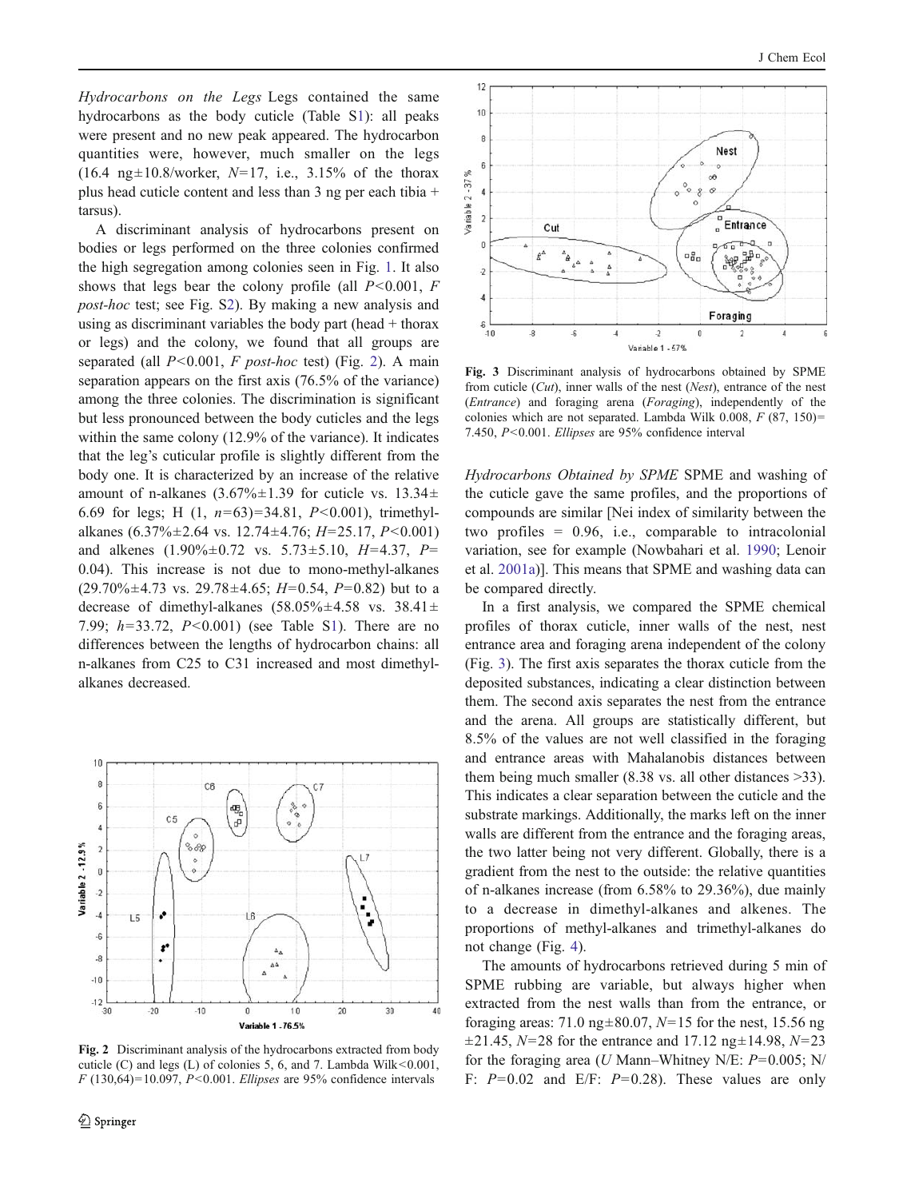*Hydrocarbons on the Legs* Legs contained the same hydrocarbons as the body cuticle (Table S1): all peaks were present and no new peak appeared. The hydrocarbon quantities were, however, much smaller on the legs (16.4 ng±10.8/worker, $N=17$, i.e., 3.15% of the thorax plus head cuticle content and less than 3 ng per each tibia + tarsus).

A discriminant analysis of hydrocarbons present on bodies or legs performed on the three colonies confirmed the high segregation among colonies seen in Fig. 1. It also shows that legs bear the colony profile (all $P<0.001$, *F post-hoc* test; see Fig. S2). By making a new analysis and using as discriminant variables the body part (head + thorax or legs) and the colony, we found that all groups are separated (all $P<0.001$, *F post-hoc* test) (Fig. 2). A main separation appears on the first axis (76.5% of the variance) among the three colonies. The discrimination is significant but less pronounced between the body cuticles and the legs within the same colony (12.9% of the variance). It indicates that the leg's cuticular profile is slightly different from the body one. It is characterized by an increase of the relative amount of n-alkanes (3.67%±1.39 for cuticle vs. 13.34±6.69 for legs; H (1, $n=63$)=34.81, $P<0.001$), trimethyl-alkanes (6.37%±2.64 vs. 12.74±4.76; $H=25.17$, $P<0.001$) and alkenes (1.90%±0.72 vs. 5.73±5.10, $H=4.37$, $P=0.04$). This increase is not due to mono-methyl-alkanes (29.70%±4.73 vs. 29.78±4.65; $H=0.54$, $P=0.82$) but to a decrease of dimethyl-alkanes (58.05%±4.58 vs. 38.41±7.99; $h=33.72$, $P<0.001$) (see Table S1). There are no differences between the lengths of hydrocarbon chains: all n-alkanes from C25 to C31 increased and most dimethyl-alkanes decreased.

**Fig. 2** Discriminant analysis of the hydrocarbons extracted from body cuticle (C) and legs (L) of colonies 5, 6, and 7. Lambda Wilk<0.001, $F$ (130,64)=10.097, $P<0.001$. *Ellipses* are 95% confidence intervals

**Fig. 3** Discriminant analysis of hydrocarbons obtained by SPME from cuticle (*Cut*), inner walls of the nest (*Nest*), entrance of the nest (*Entrance*) and foraging arena (*Foraging*), independently of the colonies which are not separated. Lambda Wilk 0.008, $F$ (87, 150)=7.450, $P<0.001$. *Ellipses* are 95% confidence interval

*Hydrocarbons Obtained by SPME* SPME and washing of the cuticle gave the same profiles, and the proportions of compounds are similar [Nei index of similarity between the two profiles = 0.96, i.e., comparable to intracolonial variation, see for example (Nowbahari et al. 1990; Lenoir et al. 2001a)]. This means that SPME and washing data can be compared directly.

In a first analysis, we compared the SPME chemical profiles of thorax cuticle, inner walls of the nest, nest entrance area and foraging arena independent of the colony (Fig. 3). The first axis separates the thorax cuticle from the deposited substances, indicating a clear distinction between them. The second axis separates the nest from the entrance and the arena. All groups are statistically different, but 8.5% of the values are not well classified in the foraging and entrance areas with Mahalanobis distances between them being much smaller (8.38 vs. all other distances >33). This indicates a clear separation between the cuticle and the substrate markings. Additionally, the marks left on the inner walls are different from the entrance and the foraging areas, the two latter being not very different. Globally, there is a gradient from the nest to the outside: the relative quantities of n-alkanes increase (from 6.58% to 29.36%), due mainly to a decrease in dimethyl-alkanes and alkenes. The proportions of methyl-alkanes and trimethyl-alkanes do not change (Fig. 4).

The amounts of hydrocarbons retrieved during 5 min of SPME rubbing are variable, but always higher when extracted from the nest walls than from the entrance, or foraging areas: 71.0 ng±80.07, $N=15$ for the nest, 15.56 ng ±21.45, $N=28$ for the entrance and 17.12 ng±14.98, $N=23$ for the foraging area (*U* Mann–Whitney N/E: $P=0.005$; N/F: $P=0.02$ and E/F: $P=0.28$). These values are only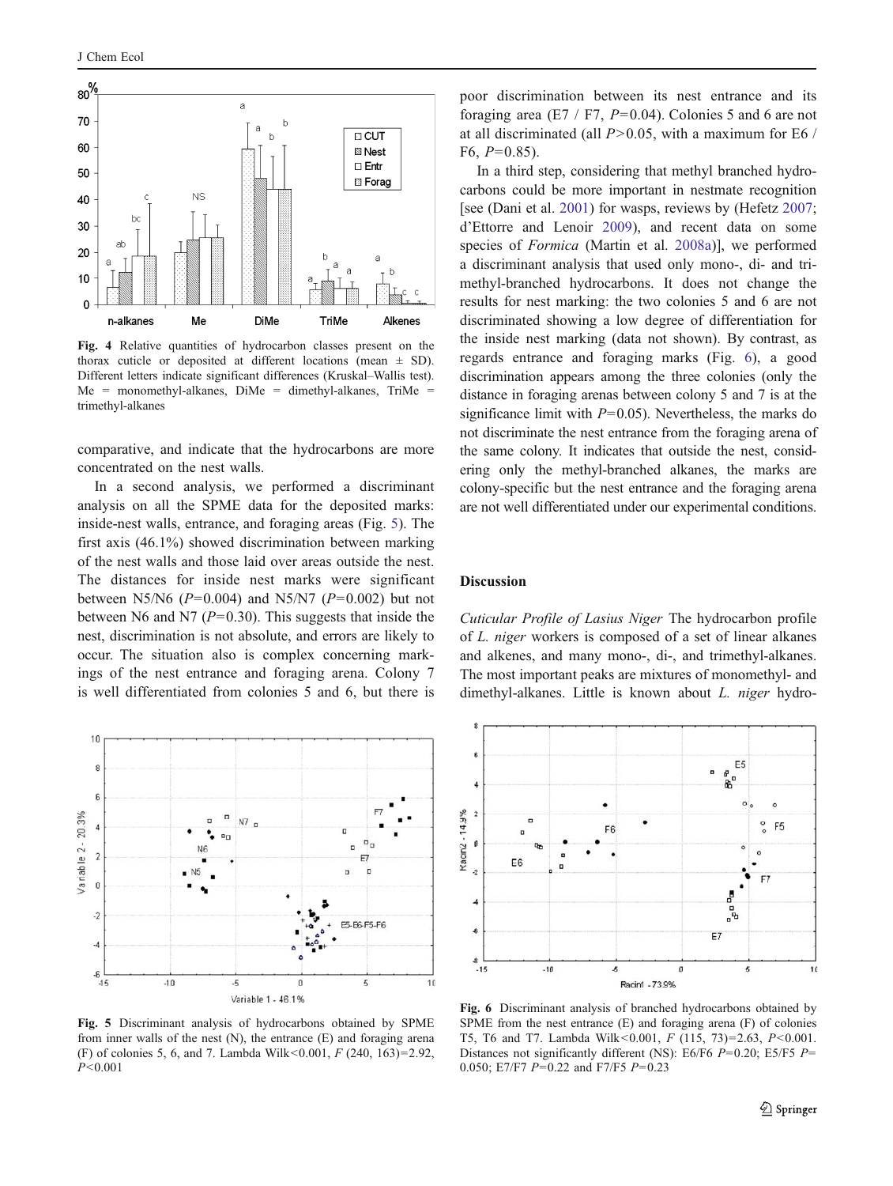Fig. 4 Relative quantities of hydrocarbon classes present on the thorax cuticle or deposited at different locations (mean ± SD). Different letters indicate significant differences (Kruskal–Wallis test). Me = monomethyl-alkanes, DiMe = dimethyl-alkanes, TriMe = trimethyl-alkanes

comparative, and indicate that the hydrocarbons are more concentrated on the nest walls.

In a second analysis, we performed a discriminant analysis on all the SPME data for the deposited marks: inside-nest walls, entrance, and foraging areas (Fig. 5). The first axis (46.1%) showed discrimination between marking of the nest walls and those laid over areas outside the nest. The distances for inside nest marks were significant between N5/N6 ($P=0.004$) and N5/N7 ($P=0.002$) but not between N6 and N7 ($P=0.30$). This suggests that inside the nest, discrimination is not absolute, and errors are likely to occur. The situation also is complex concerning markings of the nest entrance and foraging arena. Colony 7 is well differentiated from colonies 5 and 6, but there is poor discrimination between its nest entrance and its foraging area (E7 / F7, $P=0.04$). Colonies 5 and 6 are not at all discriminated (all $P>0.05$, with a maximum for E6 / F6, $P=0.85$).

In a third step, considering that methyl branched hydrocarbons could be more important in nestmate recognition [see (Dani et al. 2001) for wasps, reviews by (Hefetz 2007; d'Ettorre and Lenoir 2009), and recent data on some species of *Formica* (Martin et al. 2008a)], we performed a discriminant analysis that used only mono-, di- and trimethyl-branched hydrocarbons. It does not change the results for nest marking: the two colonies 5 and 6 are not discriminated showing a low degree of differentiation for the inside nest marking (data not shown). By contrast, as regards entrance and foraging marks (Fig. 6), a good discrimination appears among the three colonies (only the distance in foraging arenas between colony 5 and 7 is at the significance limit with $P=0.05$). Nevertheless, the marks do not discriminate the nest entrance from the foraging arena of the same colony. It indicates that outside the nest, considering only the methyl-branched alkanes, the marks are colony-specific but the nest entrance and the foraging arena are not well differentiated under our experimental conditions.

## Discussion

*Cuticular Profile of Lasius Niger* The hydrocarbon profile of *L. niger* workers is composed of a set of linear alkanes and alkenes, and many mono-, di-, and trimethyl-alkanes. The most important peaks are mixtures of monomethyl- and dimethyl-alkanes. Little is known about *L. niger* hydro-

Fig. 5 Discriminant analysis of hydrocarbons obtained by SPME from inner walls of the nest (N), the entrance (E) and foraging arena (F) of colonies 5, 6, and 7. Lambda Wilk<0.001, $F$ (240, 163)=2.92, $P<0.001$

Fig. 6 Discriminant analysis of branched hydrocarbons obtained by SPME from the nest entrance (E) and foraging arena (F) of colonies T5, T6 and T7. Lambda Wilk<0.001, $F$ (115, 73)=2.63, $P<0.001$. Distances not significantly different (NS): E6/F6 $P=0.20$; E5/F5 $P=0.050$; E7/F7 $P=0.22$ and F7/F5 $P=0.23$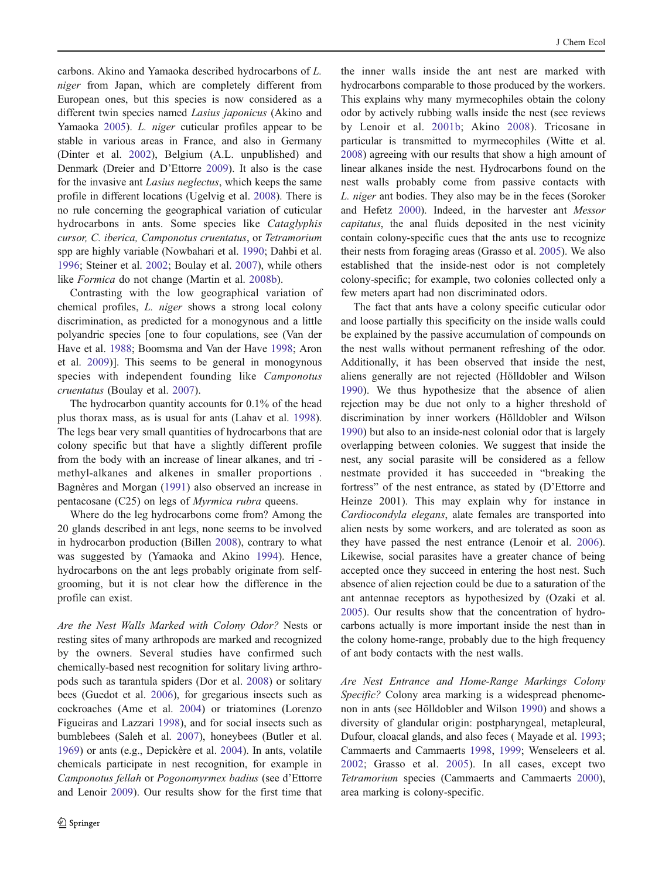carbons. Akino and Yamaoka described hydrocarbons of *L. niger* from Japan, which are completely different from European ones, but this species is now considered as a different twin species named *Lasius japonicus* (Akino and Yamaoka 2005). *L. niger* cuticular profiles appear to be stable in various areas in France, and also in Germany (Dinter et al. 2002), Belgium (A.L. unpublished) and Denmark (Dreier and D'Ettorre 2009). It also is the case for the invasive ant *Lasius neglectus*, which keeps the same profile in different locations (Ugelvig et al. 2008). There is no rule concerning the geographical variation of cuticular hydrocarbons in ants. Some species like *Cataglyphis cursor, C. iberica, Camponotus cruentatus*, or *Tetramorium* spp are highly variable (Nowbahari et al. 1990; Dahbi et al. 1996; Steiner et al. 2002; Boulay et al. 2007), while others like *Formica* do not change (Martin et al. 2008b).

Contrasting with the low geographical variation of chemical profiles, *L. niger* shows a strong local colony discrimination, as predicted for a monogynous and a little polyandric species [one to four copulations, see (Van der Have et al. 1988; Boomsma and Van der Have 1998; Aron et al. 2009)]. This seems to be general in monogynous species with independent founding like *Camponotus cruentatus* (Boulay et al. 2007).

The hydrocarbon quantity accounts for 0.1% of the head plus thorax mass, as is usual for ants (Lahav et al. 1998). The legs bear very small quantities of hydrocarbons that are colony specific but that have a slightly different profile from the body with an increase of linear alkanes, and tri - methyl-alkanes and alkenes in smaller proportions . Bagnères and Morgan (1991) also observed an increase in pentacosane (C25) on legs of *Myrmica rubra* queens.

Where do the leg hydrocarbons come from? Among the 20 glands described in ant legs, none seems to be involved in hydrocarbon production (Billen 2008), contrary to what was suggested by (Yamaoka and Akino 1994). Hence, hydrocarbons on the ant legs probably originate from self-grooming, but it is not clear how the difference in the profile can exist.

*Are the Nest Walls Marked with Colony Odor?* Nests or resting sites of many arthropods are marked and recognized by the owners. Several studies have confirmed such chemically-based nest recognition for solitary living arthropods such as tarantula spiders (Dor et al. 2008) or solitary bees (Guedot et al. 2006), for gregarious insects such as cockroaches (Ame et al. 2004) or triatomines (Lorenzo Figueiras and Lazzari 1998), and for social insects such as bumblebees (Saleh et al. 2007), honeybees (Butler et al. 1969) or ants (e.g., Depickère et al. 2004). In ants, volatile chemicals participate in nest recognition, for example in *Camponotus fellah* or *Pogonomyrmex badius* (see d'Ettorre and Lenoir 2009). Our results show for the first time that the inner walls inside the ant nest are marked with hydrocarbons comparable to those produced by the workers. This explains why many myrmecophiles obtain the colony odor by actively rubbing walls inside the nest (see reviews by Lenoir et al. 2001b; Akino 2008). Tricosane in particular is transmitted to myrmecophiles (Witte et al. 2008) agreeing with our results that show a high amount of linear alkanes inside the nest. Hydrocarbons found on the nest walls probably come from passive contacts with *L. niger* ant bodies. They also may be in the feces (Soroker and Hefetz 2000). Indeed, in the harvester ant *Messor capitatus*, the anal fluids deposited in the nest vicinity contain colony-specific cues that the ants use to recognize their nests from foraging areas (Grasso et al. 2005). We also established that the inside-nest odor is not completely colony-specific; for example, two colonies collected only a few meters apart had non discriminated odors.

The fact that ants have a colony specific cuticular odor and loose partially this specificity on the inside walls could be explained by the passive accumulation of compounds on the nest walls without permanent refreshing of the odor. Additionally, it has been observed that inside the nest, aliens generally are not rejected (Hölldobler and Wilson 1990). We thus hypothesize that the absence of alien rejection may be due not only to a higher threshold of discrimination by inner workers (Hölldobler and Wilson 1990) but also to an inside-nest colonial odor that is largely overlapping between colonies. We suggest that inside the nest, any social parasite will be considered as a fellow nestmate provided it has succeeded in "breaking the fortress" of the nest entrance, as stated by (D'Ettorre and Heinze 2001). This may explain why for instance in *Cardiocondyla elegans*, alate females are transported into alien nests by some workers, and are tolerated as soon as they have passed the nest entrance (Lenoir et al. 2006). Likewise, social parasites have a greater chance of being accepted once they succeed in entering the host nest. Such absence of alien rejection could be due to a saturation of the ant antennae receptors as hypothesized by (Ozaki et al. 2005). Our results show that the concentration of hydrocarbons actually is more important inside the nest than in the colony home-range, probably due to the high frequency of ant body contacts with the nest walls.

*Are Nest Entrance and Home-Range Markings Colony Specific?* Colony area marking is a widespread phenomenon in ants (see Hölldobler and Wilson 1990) and shows a diversity of glandular origin: postpharyngeal, metapleural, Dufour, cloacal glands, and also feces ( Mayade et al. 1993; Cammaerts and Cammaerts 1998, 1999; Wenseleers et al. 2002; Grasso et al. 2005). In all cases, except two *Tetramorium* species (Cammaerts and Cammaerts 2000), area marking is colony-specific.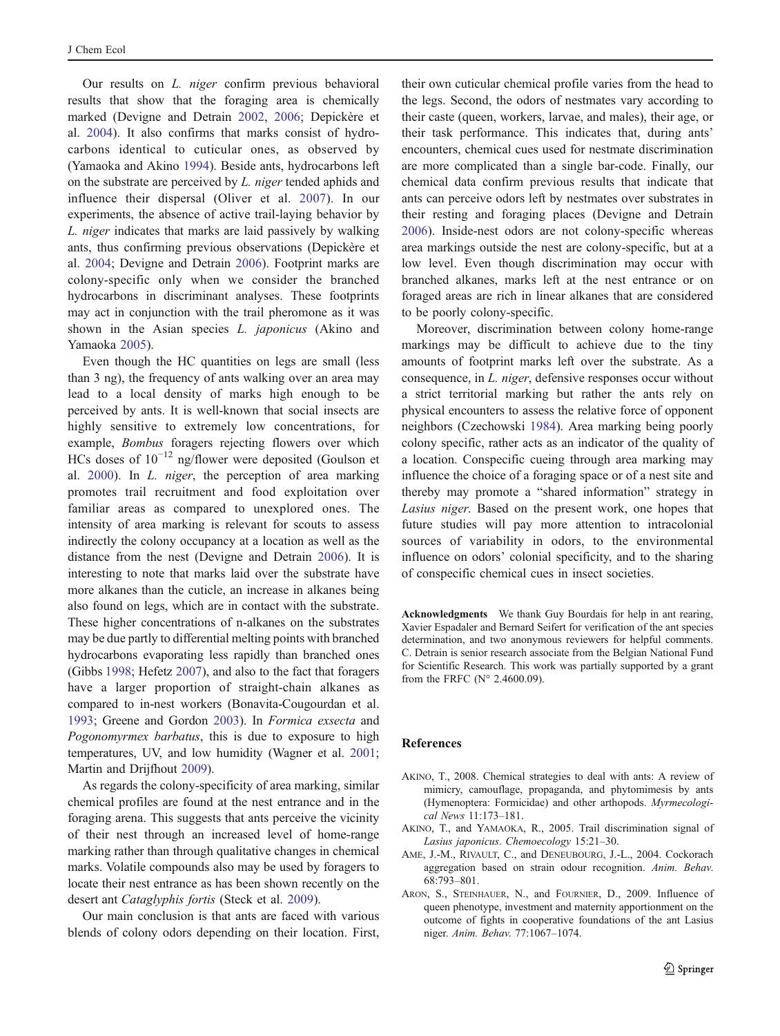Our results on *L. niger* confirm previous behavioral results that show that the foraging area is chemically marked (Devigne and Detrain 2002, 2006; Depickère et al. 2004). It also confirms that marks consist of hydrocarbons identical to cuticular ones, as observed by (Yamaoka and Akino 1994). Beside ants, hydrocarbons left on the substrate are perceived by *L. niger* tended aphids and influence their dispersal (Oliver et al. 2007). In our experiments, the absence of active trail-laying behavior by *L. niger* indicates that marks are laid passively by walking ants, thus confirming previous observations (Depickère et al. 2004; Devigne and Detrain 2006). Footprint marks are colony-specific only when we consider the branched hydrocarbons in discriminant analyses. These footprints may act in conjunction with the trail pheromone as it was shown in the Asian species *L. japonicus* (Akino and Yamaoka 2005).

Even though the HC quantities on legs are small (less than 3 ng), the frequency of ants walking over an area may lead to a local density of marks high enough to be perceived by ants. It is well-known that social insects are highly sensitive to extremely low concentrations, for example, *Bombus* foragers rejecting flowers over which HCs doses of $10^{-12}$ ng/flower were deposited (Goulson et al. 2000). In *L. niger*, the perception of area marking promotes trail recruitment and food exploitation over familiar areas as compared to unexplored ones. The intensity of area marking is relevant for scouts to assess indirectly the colony occupancy at a location as well as the distance from the nest (Devigne and Detrain 2006). It is interesting to note that marks laid over the substrate have more alkanes than the cuticle, an increase in alkanes being also found on legs, which are in contact with the substrate. These higher concentrations of n-alkanes on the substrates may be due partly to differential melting points with branched hydrocarbons evaporating less rapidly than branched ones (Gibbs 1998; Hefetz 2007), and also to the fact that foragers have a larger proportion of straight-chain alkanes as compared to in-nest workers (Bonavita-Cougourdan et al. 1993; Greene and Gordon 2003). In *Formica exsecta* and *Pogonomyrmex barbatus*, this is due to exposure to high temperatures, UV, and low humidity (Wagner et al. 2001; Martin and Drijfhout 2009).

As regards the colony-specificity of area marking, similar chemical profiles are found at the nest entrance and in the foraging arena. This suggests that ants perceive the vicinity of their nest through an increased level of home-range marking rather than through qualitative changes in chemical marks. Volatile compounds also may be used by foragers to locate their nest entrance as has been shown recently on the desert ant *Cataglyphis fortis* (Steck et al. 2009).

Our main conclusion is that ants are faced with various blends of colony odors depending on their location. First, their own cuticular chemical profile varies from the head to the legs. Second, the odors of nestmates vary according to their caste (queen, workers, larvae, and males), their age, or their task performance. This indicates that, during ants' encounters, chemical cues used for nestmate discrimination are more complicated than a single bar-code. Finally, our chemical data confirm previous results that indicate that ants can perceive odors left by nestmates over substrates in their resting and foraging places (Devigne and Detrain 2006). Inside-nest odors are not colony-specific whereas area markings outside the nest are colony-specific, but at a low level. Even though discrimination may occur with branched alkanes, marks left at the nest entrance or on foraged areas are rich in linear alkanes that are considered to be poorly colony-specific.

Moreover, discrimination between colony home-range markings may be difficult to achieve due to the tiny amounts of footprint marks left over the substrate. As a consequence, in *L. niger*, defensive responses occur without a strict territorial marking but rather the ants rely on physical encounters to assess the relative force of opponent neighbors (Czechowski 1984). Area marking being poorly colony specific, rather acts as an indicator of the quality of a location. Conspecific cueing through area marking may influence the choice of a foraging space or of a nest site and thereby may promote a "shared information" strategy in *Lasius niger*. Based on the present work, one hopes that future studies will pay more attention to intracolonial sources of variability in odors, to the environmental influence on odors' colonial specificity, and to the sharing of conspecific chemical cues in insect societies.

**Acknowledgments** We thank Guy Bourdais for help in ant rearing, Xavier Espadaler and Bernard Seifert for verification of the ant species determination, and two anonymous reviewers for helpful comments. C. Detrain is senior research associate from the Belgian National Fund for Scientific Research. This work was partially supported by a grant from the FRFC (N° 2.4600.09).

## References

Akino, T., 2008. Chemical strategies to deal with ants: A review of mimicry, camouflage, propaganda, and phytomimesis by ants (Hymenoptera: Formicidae) and other arthopods. *Myrmecological News* 11:173–181.

Akino, T., and Yamaoka, R., 2005. Trail discrimination signal of *Lasius japonicus*. *Chemoecology* 15:21–30.

Ame, J.-M., Rivault, C., and Deneubourg, J.-L., 2004. Cockorach aggregation based on strain odour recognition. *Anim. Behav.* 68:793–801.

Aron, S., Steinhauer, N., and Fournier, D., 2009. Influence of queen phenotype, investment and maternity apportionment on the outcome of fights in cooperative foundations of the ant Lasius niger. *Anim. Behav.* 77:1067–1074.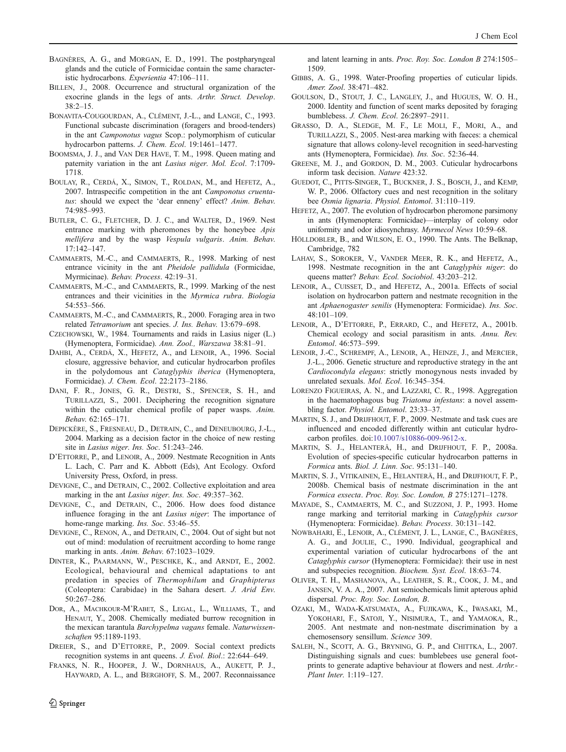Bagnères, A. G., and Morgan, E. D., 1991. The postpharyngeal glands and the cuticle of Formicidae contain the same characteristic hydrocarbons. *Experientia* 47:106–111.

Billen, J., 2008. Occurrence and structural organization of the exocrine glands in the legs of ants. *Arthr. Struct. Develop*. 38:2–15.

Bonavita-Cougourdan, A., Clément, J.-L., and Lange, C., 1993. Functional subcaste discrimination (foragers and brood-tenders) in the ant *Camponotus vagus* Scop.: polymorphism of cuticular hydrocarbon patterns. *J. Chem. Ecol.* 19:1461–1477.

Boomsma, J. J., and Van Der Have, T. M., 1998. Queen mating and paternity variation in the ant *Lasius niger*. *Mol. Ecol*. 7:1709-1718.

Boulay, R., Cerdá, X., Simon, T., Roldan, M., and Hefetz, A., 2007. Intraspecific competition in the ant *Camponotus cruentatus*: should we expect the 'dear enneny' effect? *Anim. Behav.* 74:985–993.

Butler, C. G., Fletcher, D. J. C., and Walter, D., 1969. Nest entrance marking with pheromones by the honeybee *Apis mellifera* and by the wasp *Vespula vulgaris*. *Anim. Behav.* 17:142–147.

Cammaerts, M.-C., and Cammaerts, R., 1998. Marking of nest entrance vicinity in the ant *Pheidole pallidula* (Formicidae, Myrmicinae). *Behav. Process*. 42:19–31.

Cammaerts, M.-C., and Cammaerts, R., 1999. Marking of the nest entrances and their vicinities in the *Myrmica rubra*. *Biologia* 54:553–566.

Cammaerts, M.-C., and Cammaerts, R., 2000. Foraging area in two related *Tetramorium* ant species. *J. Ins. Behav*. 13:679–698.

Czechowski, W., 1984. Tournaments and raids in Lasius niger (L.) (Hymenoptera, Formicidae). *Ann. Zool., Warszawa* 38:81–91.

Dahbi, A., Cerdá, X., Hefetz, A., and Lenoir, A., 1996. Social closure, aggressive behavior, and cuticular hydrocarbon profiles in the polydomous ant *Cataglyphis iberica* (Hymenoptera, Formicidae). *J. Chem. Ecol*. 22:2173–2186.

Dani, F. R., Jones, G. R., Destri, S., Spencer, S. H., and Turillazzi, S., 2001. Deciphering the recognition signature within the cuticular chemical profile of paper wasps. *Anim. Behav.* 62:165–171.

Depickère, S., Fresneau, D., Detrain, C., and Deneubourg, J.-L., 2004. Marking as a decision factor in the choice of new resting site in *Lasius niger*. *Ins. Soc*. 51:243–246.

D'Ettorre, P., and Lenoir, A., 2009. Nestmate Recognition in Ants L. Lach, C. Parr and K. Abbott (Eds), Ant Ecology. Oxford University Press, Oxford, in press.

Devigne, C., and Detrain, C., 2002. Collective exploitation and area marking in the ant *Lasius niger*. *Ins. Soc*. 49:357–362.

Devigne, C., and Detrain, C., 2006. How does food distance influence foraging in the ant *Lasius niger*: The importance of home-range marking. *Ins. Soc*. 53:46–55.

Devigne, C., Renon, A., and Detrain, C., 2004. Out of sight but not out of mind: modulation of recruitment according to home range marking in ants. *Anim. Behav*. 67:1023–1029.

Dinter, K., Paarmann, W., Peschke, K., and Arndt, E., 2002. Ecological, behavioural and chemical adaptations to ant predation in species of *Thermophilum* and *Graphipterus* (Coleoptera: Carabidae) in the Sahara desert. *J. Arid Env*. 50:267–286.

Dor, A., Machkour-M'Rabet, S., Legal, L., Williams, T., and Henaut, Y., 2008. Chemically mediated burrow recognition in the mexican tarantula *Barchypelma vagans* female. *Naturwissenschaften* 95:1189-1193.

Dreier, S., and D'Ettorre, P., 2009. Social context predicts recognition systems in ant queens. *J. Evol. Biol*.: 22:644–649.

Franks, N. R., Hooper, J. W., Dornhaus, A., Aukett, P. J., Hayward, A. L., and Berghoff, S. M., 2007. Reconnaissance and latent learning in ants. *Proc. Roy. Soc. London B* 274:1505–1509.

Gibbs, A. G., 1998. Water-Proofing properties of cuticular lipids. *Amer. Zool*. 38:471–482.

Goulson, D., Stout, J. C., Langley, J., and Hugues, W. O. H., 2000. Identity and function of scent marks deposited by foraging bumblebess. *J. Chem. Ecol*. 26:2897–2911.

Grasso, D. A., Sledge, M. F., Le Moli, F., Mori, A., and Turillazzi, S., 2005. Nest-area marking with faeces: a chemical signature that allows colony-level recognition in seed-harvesting ants (Hymenoptera, Formicidae). *Ins. Soc*. 52:36-44.

Greene, M. J., and Gordon, D. M., 2003. Cuticular hydrocarbons inform task decision. *Nature* 423:32.

Guedot, C., Pitts-Singer, T., Buckner, J. S., Bosch, J., and Kemp, W. P., 2006. Olfactory cues and nest recognition in the solitary bee *Osmia lignaria*. *Physiol. Entomol*. 31:110–119.

Hefetz, A., 2007. The evolution of hydrocarbon pheromone parsimony in ants (Hymenoptera: Formicidae)—interplay of colony odor uniformity and odor idiosynchrasy. *Myrmecol News* 10:59–68.

Hölldobler, B., and Wilson, E. O., 1990. The Ants. The Belknap, Cambridge, 782

Lahav, S., Soroker, V., Vander Meer, R. K., and Hefetz, A., 1998. Nestmate recognition in the ant *Cataglyphis niger*: do queens matter? *Behav. Ecol. Sociobiol*. 43:203–212.

Lenoir, A., Cuisset, D., and Hefetz, A., 2001a. Effects of social isolation on hydrocarbon pattern and nestmate recognition in the ant *Aphaenogaster senilis* (Hymenoptera: Formicidae). *Ins. Soc*. 48:101–109.

Lenoir, A., D'Ettorre, P., Errard, C., and Hefetz, A., 2001b. Chemical ecology and social parasitism in ants. *Annu. Rev. Entomol*. 46:573–599.

Lenoir, J.-C., Schrempf, A., Lenoir, A., Heinze, J., and Mercier, J.-L., 2006. Genetic structure and reproductive strategy in the ant *Cardiocondyla elegans*: strictly monogynous nests invaded by unrelated sexuals. *Mol. Ecol*. 16:345–354.

Lorenzo Figueiras, A. N., and Lazzari, C. R., 1998. Aggregation in the haematophagous bug *Triatoma infestans*: a novel assembling factor. *Physiol. Entomol*. 23:33–37.

Martin, S. J., and Drijfhout, F. P., 2009. Nestmate and task cues are influenced and encoded differently within ant cuticular hydrocarbon profiles. doi:10.1007/s10886-009-9612-x.

Martin, S. J., Helanterä, H., and Drijfhout, F. P., 2008a. Evolution of species-specific cuticular hydrocarbon patterns in *Formica* ants. *Biol. J. Linn. Soc*. 95:131–140.

Martin, S. J., Vitikainen, E., Helanterä, H., and Drijfhout, F. P., 2008b. Chemical basis of nestmate discrimination in the ant *Formica exsecta*. *Proc. Roy. Soc. London, B* 275:1271–1278.

Mayade, S., Cammaerts, M. C., and Suzzoni, J. P., 1993. Home range marking and territorial marking in *Cataglyphis cursor* (Hymenoptera: Formicidae). *Behav. Process*. 30:131–142.

Nowbahari, E., Lenoir, A., Clément, J. L., Lange, C., Bagnères, A. G., and Joulie, C., 1990. Individual, geographical and experimental variation of cuticular hydrocarbons of the ant *Cataglyphis cursor* (Hymenoptera: Formicidae): their use in nest and subspecies recognition. *Biochem. Syst. Ecol*. 18:63–74.

Oliver, T. H., Mashanova, A., Leather, S. R., Cook, J. M., and Jansen, V. A. A., 2007. Ant semiochemicals limit apterous aphid dispersal. *Proc. Roy. Soc. London, B*.

Ozaki, M., Wada-Katsumata, A., Fujikawa, K., Iwasaki, M., Yokohari, F., Satoji, Y., Nisimura, T., and Yamaoka, R., 2005. Ant nestmate and non-nestmate discrimination by a chemosensory sensillum. *Science* 309.

Saleh, N., Scott, A. G., Bryning, G. P., and Chittka, L., 2007. Distinguishing signals and cues: bumblebees use general footprints to generate adaptive behaviour at flowers and nest. *Arthr.-Plant Inter*. 1:119–127.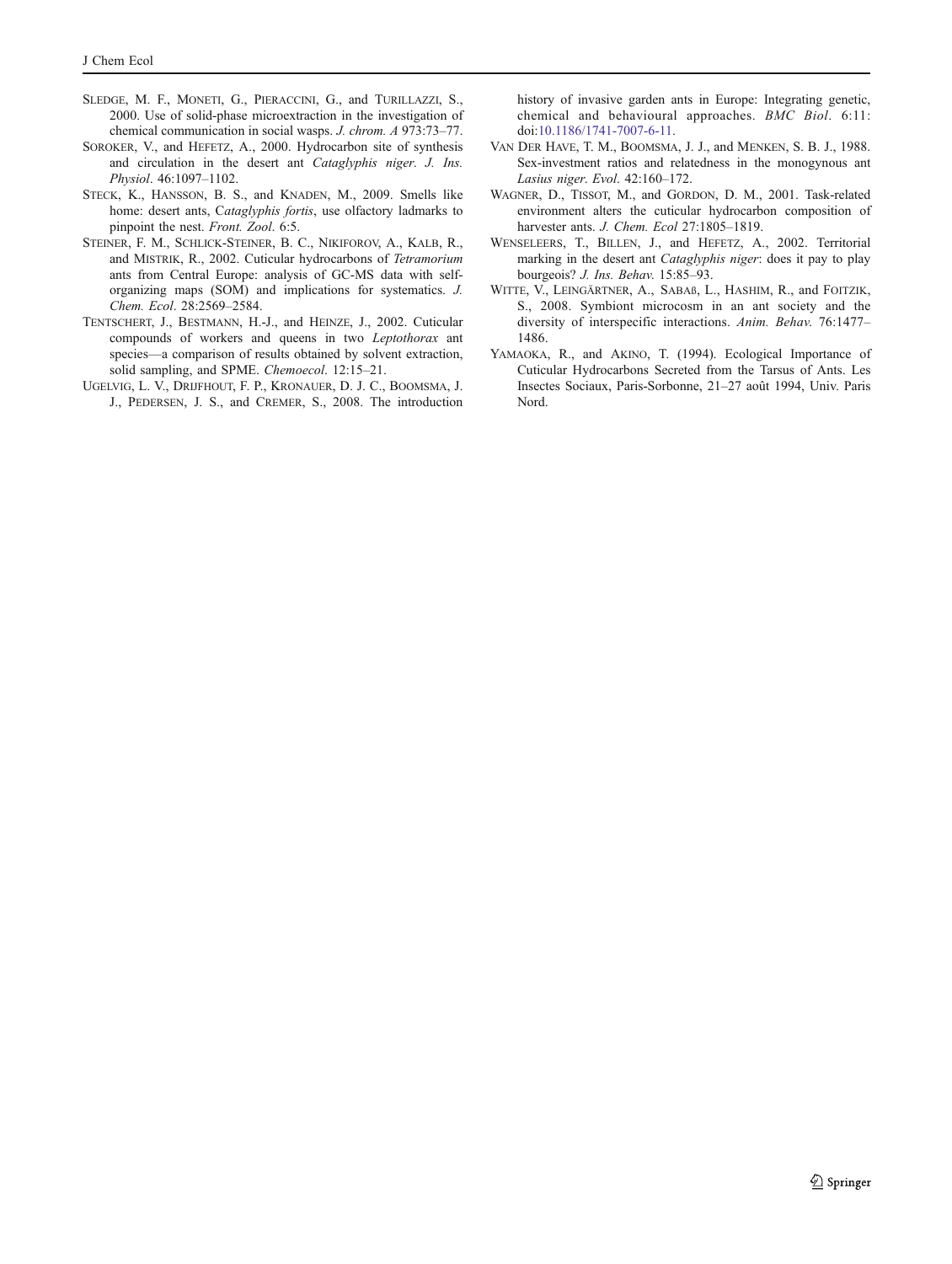Sledge, M. F., Moneti, G., Pieraccini, G., and Turillazzi, S., 2000. Use of solid-phase microextraction in the investigation of chemical communication in social wasps. *J. chrom. A* 973:73–77.

Soroker, V., and Hefetz, A., 2000. Hydrocarbon site of synthesis and circulation in the desert ant *Cataglyphis niger*. *J. Ins. Physiol*. 46:1097–1102.

Steck, K., Hansson, B. S., and Knaden, M., 2009. Smells like home: desert ants, C*ataglyphis fortis*, use olfactory ladmarks to pinpoint the nest. *Front. Zool*. 6:5.

Steiner, F. M., Schlick-Steiner, B. C., Nikiforov, A., Kalb, R., and Mistrik, R., 2002. Cuticular hydrocarbons of *Tetramorium* ants from Central Europe: analysis of GC-MS data with self-organizing maps (SOM) and implications for systematics. *J. Chem. Ecol*. 28:2569–2584.

Tentschert, J., Bestmann, H.-J., and Heinze, J., 2002. Cuticular compounds of workers and queens in two *Leptothorax* ant species—a comparison of results obtained by solvent extraction, solid sampling, and SPME. *Chemoecol*. 12:15–21.

Ugelvig, L. V., Drijfhout, F. P., Kronauer, D. J. C., Boomsma, J. J., Pedersen, J. S., and Cremer, S., 2008. The introduction history of invasive garden ants in Europe: Integrating genetic, chemical and behavioural approaches. *BMC Biol*. 6:11: doi:10.1186/1741-7007-6-11.

Van Der Have, T. M., Boomsma, J. J., and Menken, S. B. J., 1988. Sex-investment ratios and relatedness in the monogynous ant *Lasius niger*. *Evol*. 42:160–172.

Wagner, D., Tissot, M., and Gordon, D. M., 2001. Task-related environment alters the cuticular hydrocarbon composition of harvester ants. *J. Chem. Ecol* 27:1805–1819.

Wenseleers, T., Billen, J., and Hefetz, A., 2002. Territorial marking in the desert ant *Cataglyphis niger*: does it pay to play bourgeois? *J. Ins. Behav.* 15:85–93.

Witte, V., Leingärtner, A., Sabaß, L., Hashim, R., and Foitzik, S., 2008. Symbiont microcosm in an ant society and the diversity of interspecific interactions. *Anim. Behav.* 76:1477–1486.

Yamaoka, R., and Akino, T. (1994). Ecological Importance of Cuticular Hydrocarbons Secreted from the Tarsus of Ants. Les Insectes Sociaux, Paris-Sorbonne, 21–27 août 1994, Univ. Paris Nord.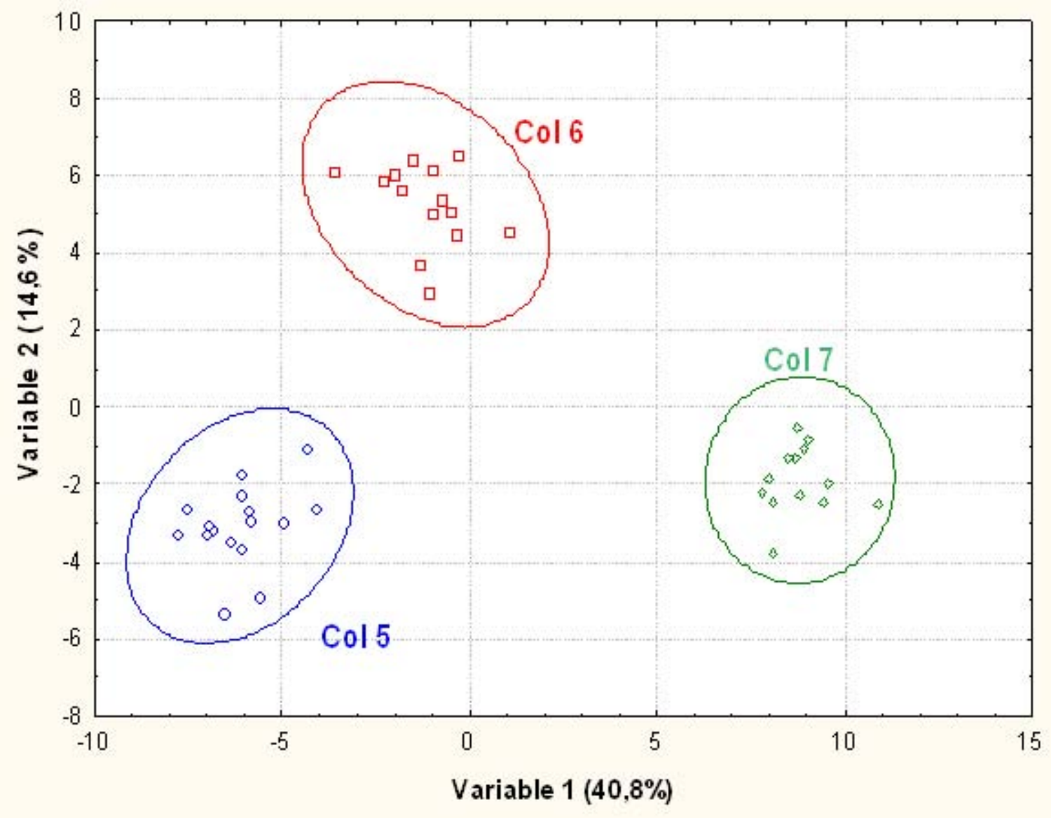Col 6

Col 7

Col 5

Variable 1 (40,8%)

Variable 2 (14,6 %)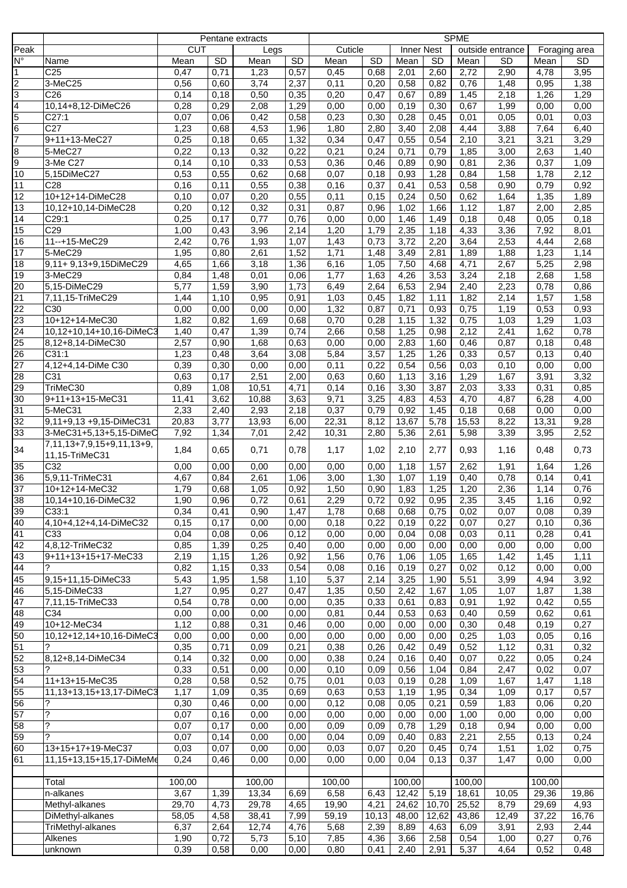| | | Pentane extracts | | | | SPME | | | | | | | |
|---|---|---|---|---|---|---|---|---|---|---|---|---|---|
| Peak | | CUT | | Legs | | Cuticle | | Inner Nest | | outside entrance | | Foraging area | |
| N° | Name | Mean | SD | Mean | SD | Mean | SD | Mean | SD | Mean | SD | Mean | SD |
| 1 | C25 | 0,47 | 0,71 | 1,23 | 0,57 | 0,45 | 0,68 | 2,01 | 2,60 | 2,72 | 2,90 | 4,78 | 3,95 |
| 2 | 3-MeC25 | 0,56 | 0,60 | 3,74 | 2,37 | 0,11 | 0,20 | 0,58 | 0,82 | 0,76 | 1,48 | 0,95 | 1,38 |
| 3 | C26 | 0,14 | 0,18 | 0,50 | 0,35 | 0,20 | 0,47 | 0,67 | 0,89 | 1,45 | 2,18 | 1,26 | 1,29 |
| 4 | 10,14+8,12-DiMeC26 | 0,28 | 0,29 | 2,08 | 1,29 | 0,00 | 0,00 | 0,19 | 0,30 | 0,67 | 1,99 | 0,00 | 0,00 |
| 5 | C27:1 | 0,07 | 0,06 | 0,42 | 0,58 | 0,23 | 0,30 | 0,28 | 0,45 | 0,01 | 0,05 | 0,01 | 0,03 |
| 6 | C27 | 1,23 | 0,68 | 4,53 | 1,96 | 1,80 | 2,80 | 3,40 | 2,08 | 4,44 | 3,88 | 7,64 | 6,40 |
| 7 | 9+11+13-MeC27 | 0,25 | 0,18 | 0,65 | 1,32 | 0,34 | 0,47 | 0,55 | 0,54 | 2,10 | 3,21 | 3,21 | 3,29 |
| 8 | 5-MeC27 | 0,22 | 0,13 | 0,32 | 0,22 | 0,21 | 0,24 | 0,71 | 0,79 | 1,85 | 3,00 | 2,63 | 1,40 |
| 9 | 3-Me C27 | 0,14 | 0,10 | 0,33 | 0,53 | 0,36 | 0,46 | 0,89 | 0,90 | 0,81 | 2,36 | 0,37 | 1,09 |
| 10 | 5,15DiMeC27 | 0,53 | 0,55 | 0,62 | 0,68 | 0,07 | 0,18 | 0,93 | 1,28 | 0,84 | 1,58 | 1,78 | 2,12 |
| 11 | C28 | 0,16 | 0,11 | 0,55 | 0,38 | 0,16 | 0,37 | 0,41 | 0,53 | 0,58 | 0,90 | 0,79 | 0,92 |
| 12 | 10+12+14-DiMeC28 | 0,10 | 0,07 | 0,20 | 0,55 | 0,11 | 0,15 | 0,24 | 0,50 | 0,62 | 1,64 | 1,35 | 1,89 |
| 13 | 10,12+10,14-DiMeC28 | 0,20 | 0,12 | 0,32 | 0,31 | 0,87 | 0,96 | 1,02 | 1,66 | 1,12 | 1,87 | 2,00 | 2,85 |
| 14 | C29:1 | 0,25 | 0,17 | 0,77 | 0,76 | 0,00 | 0,00 | 1,46 | 1,49 | 0,18 | 0,48 | 0,05 | 0,18 |
| 15 | C29 | 1,00 | 0,43 | 3,96 | 2,14 | 1,20 | 1,79 | 2,35 | 1,18 | 4,33 | 3,36 | 7,92 | 8,01 |
| 16 | 11--+15-MeC29 | 2,42 | 0,76 | 1,93 | 1,07 | 1,43 | 0,73 | 3,72 | 2,20 | 3,64 | 2,53 | 4,44 | 2,68 |
| 17 | 5-MeC29 | 1,95 | 0,80 | 2,61 | 1,52 | 1,71 | 1,48 | 3,49 | 2,81 | 1,89 | 1,88 | 1,23 | 1,14 |
| 18 | 9,11+ 9,13+9,15DiMeC29 | 4,65 | 1,66 | 3,18 | 1,36 | 6,16 | 1,05 | 7,50 | 4,68 | 4,71 | 2,67 | 5,25 | 2,98 |
| 19 | 3-MeC29 | 0,84 | 1,48 | 0,01 | 0,06 | 1,77 | 1,63 | 4,26 | 3,53 | 3,24 | 2,18 | 2,68 | 1,58 |
| 20 | 5,15-DiMeC29 | 5,77 | 1,59 | 3,90 | 1,73 | 6,49 | 2,64 | 6,53 | 2,94 | 2,40 | 2,23 | 0,78 | 0,86 |
| 21 | 7,11,15-TriMeC29 | 1,44 | 1,10 | 0,95 | 0,91 | 1,03 | 0,45 | 1,82 | 1,11 | 1,82 | 2,14 | 1,57 | 1,58 |
| 22 | C30 | 0,00 | 0,00 | 0,00 | 0,00 | 1,32 | 0,87 | 0,71 | 0,93 | 0,75 | 1,19 | 0,53 | 0,93 |
| 23 | 10+12+14-MeC30 | 1,82 | 0,82 | 1,69 | 0,68 | 0,70 | 0,28 | 1,15 | 1,32 | 0,75 | 1,03 | 1,29 | 1,03 |
| 24 | 10,12+10,14+10,16-DiMeC3 | 1,40 | 0,47 | 1,39 | 0,74 | 2,66 | 0,58 | 1,25 | 0,98 | 2,12 | 2,41 | 1,62 | 0,78 |
| 25 | 8,12+8,14-DiMeC30 | 2,57 | 0,90 | 1,68 | 0,63 | 0,00 | 0,00 | 2,83 | 1,60 | 0,46 | 0,87 | 0,18 | 0,48 |
| 26 | C31:1 | 1,23 | 0,48 | 3,64 | 3,08 | 5,84 | 3,57 | 1,25 | 1,26 | 0,33 | 0,57 | 0,13 | 0,40 |
| 27 | 4,12+4,14-DiMe C30 | 0,39 | 0,30 | 0,00 | 0,00 | 0,11 | 0,22 | 0,54 | 0,56 | 0,03 | 0,10 | 0,00 | 0,00 |
| 28 | C31 | 0,63 | 0,17 | 2,51 | 2,00 | 0,63 | 0,60 | 1,13 | 3,16 | 1,29 | 1,67 | 3,91 | 3,32 |
| 29 | TriMeC30 | 0,89 | 1,08 | 10,51 | 4,71 | 0,14 | 0,16 | 3,30 | 3,87 | 2,03 | 3,33 | 0,31 | 0,85 |
| 30 | 9+11+13+15-MeC31 | 11,41 | 3,62 | 10,88 | 3,63 | 9,71 | 3,25 | 4,83 | 4,53 | 4,70 | 4,87 | 6,28 | 4,00 |
| 31 | 5-MeC31 | 2,33 | 2,40 | 2,93 | 2,18 | 0,37 | 0,79 | 0,92 | 1,45 | 0,18 | 0,68 | 0,00 | 0,00 |
| 32 | 9,11+9,13 +9,15-DiMeC31 | 20,83 | 3,77 | 13,93 | 6,00 | 22,31 | 8,12 | 13,67 | 5,78 | 15,53 | 8,22 | 13,31 | 9,28 |
| 33 | 3-MeC31+5,13+5,15-DiMeC | 7,92 | 1,34 | 7,01 | 2,42 | 10,31 | 2,80 | 5,36 | 2,61 | 5,98 | 3,39 | 3,95 | 2,52 |
| 34 | 7,11,13+7,9,15+9,11,13+9, 11,15-TriMeC31 | 1,84 | 0,65 | 0,71 | 0,78 | 1,17 | 1,02 | 2,10 | 2,77 | 0,93 | 1,16 | 0,48 | 0,73 |
| 35 | C32 | 0,00 | 0,00 | 0,00 | 0,00 | 0,00 | 0,00 | 1,18 | 1,57 | 2,62 | 1,91 | 1,64 | 1,26 |
| 36 | 5,9,11-TriMeC31 | 4,67 | 0,84 | 2,61 | 1,06 | 3,00 | 1,30 | 1,07 | 1,19 | 0,40 | 0,78 | 0,14 | 0,41 |
| 37 | 10+12+14-MeC32 | 1,79 | 0,68 | 1,05 | 0,92 | 1,50 | 0,90 | 1,83 | 1,25 | 1,20 | 2,36 | 1,14 | 0,76 |
| 38 | 10,14+10,16-DiMeC32 | 1,90 | 0,96 | 0,72 | 0,61 | 2,29 | 0,72 | 0,92 | 0,95 | 2,35 | 3,45 | 1,16 | 0,92 |
| 39 | C33:1 | 0,34 | 0,41 | 0,90 | 1,47 | 1,78 | 0,68 | 0,68 | 0,75 | 0,02 | 0,07 | 0,08 | 0,39 |
| 40 | 4,10+4,12+4,14-DiMeC32 | 0,15 | 0,17 | 0,00 | 0,00 | 0,18 | 0,22 | 0,19 | 0,22 | 0,07 | 0,27 | 0,10 | 0,36 |
| 41 | C33 | 0,04 | 0,08 | 0,06 | 0,12 | 0,00 | 0,00 | 0,04 | 0,08 | 0,03 | 0,11 | 0,28 | 0,41 |
| 42 | 4,8,12-TriMeC32 | 0,85 | 1,39 | 0,25 | 0,40 | 0,00 | 0,00 | 0,00 | 0,00 | 0,00 | 0,00 | 0,00 | 0,00 |
| 43 | 9+11+13+15+17-MeC33 | 2,19 | 1,15 | 1,26 | 0,92 | 1,56 | 0,76 | 1,06 | 1,05 | 1,65 | 1,42 | 1,45 | 1,11 |
| 44 | ? | 0,82 | 1,15 | 0,33 | 0,54 | 0,08 | 0,16 | 0,19 | 0,27 | 0,02 | 0,12 | 0,00 | 0,00 |
| 45 | 9,15+11,15-DiMeC33 | 5,43 | 1,95 | 1,58 | 1,10 | 5,37 | 2,14 | 3,25 | 1,90 | 5,51 | 3,99 | 4,94 | 3,92 |
| 46 | 5,15-DiMeC33 | 1,27 | 0,95 | 0,27 | 0,47 | 1,35 | 0,50 | 2,42 | 1,67 | 1,05 | 1,07 | 1,87 | 1,38 |
| 47 | 7,11,15-TriMeC33 | 0,54 | 0,78 | 0,00 | 0,00 | 0,35 | 0,33 | 0,61 | 0,83 | 0,91 | 1,92 | 0,42 | 0,55 |
| 48 | C34 | 0,00 | 0,00 | 0,00 | 0,00 | 0,81 | 0,44 | 0,53 | 0,63 | 0,40 | 0,59 | 0,62 | 0,61 |
| 49 | 10+12-MeC34 | 1,12 | 0,88 | 0,31 | 0,46 | 0,00 | 0,00 | 0,00 | 0,00 | 0,30 | 0,48 | 0,19 | 0,27 |
| 50 | 10,12+12,14+10,16-DiMeC3 | 0,00 | 0,00 | 0,00 | 0,00 | 0,00 | 0,00 | 0,00 | 0,00 | 0,25 | 1,03 | 0,05 | 0,16 |
| 51 | ? | 0,35 | 0,71 | 0,09 | 0,21 | 0,38 | 0,26 | 0,42 | 0,49 | 0,52 | 1,12 | 0,31 | 0,32 |
| 52 | 8,12+8,14-DiMeC34 | 0,14 | 0,32 | 0,00 | 0,00 | 0,38 | 0,24 | 0,16 | 0,40 | 0,07 | 0,22 | 0,05 | 0,24 |
| 53 | ? | 0,33 | 0,51 | 0,00 | 0,00 | 0,10 | 0,09 | 0,56 | 1,04 | 0,84 | 2,47 | 0,02 | 0,07 |
| 54 | 11+13+15-MeC35 | 0,28 | 0,58 | 0,52 | 0,75 | 0,01 | 0,03 | 0,19 | 0,28 | 1,09 | 1,67 | 1,47 | 1,18 |
| 55 | 11,13+13,15+13,17-DiMeC3 | 1,17 | 1,09 | 0,35 | 0,69 | 0,63 | 0,53 | 1,19 | 1,95 | 0,34 | 1,09 | 0,17 | 0,57 |
| 56 | ? | 0,30 | 0,46 | 0,00 | 0,00 | 0,12 | 0,08 | 0,05 | 0,21 | 0,59 | 1,83 | 0,06 | 0,20 |
| 57 | ? | 0,07 | 0,16 | 0,00 | 0,00 | 0,00 | 0,00 | 0,00 | 0,00 | 1,00 | 0,00 | 0,00 | 0,00 |
| 58 | ? | 0,07 | 0,17 | 0,00 | 0,00 | 0,09 | 0,09 | 0,78 | 1,29 | 0,18 | 0,94 | 0,00 | 0,00 |
| 59 | ? | 0,07 | 0,14 | 0,00 | 0,00 | 0,04 | 0,09 | 0,40 | 0,83 | 2,21 | 2,55 | 0,13 | 0,24 |
| 60 | 13+15+17+19-MeC37 | 0,03 | 0,07 | 0,00 | 0,00 | 0,03 | 0,07 | 0,20 | 0,45 | 0,74 | 1,51 | 1,02 | 0,75 |
| 61 | 11,15+13,15+15,17-DiMeMe | 0,24 | 0,46 | 0,00 | 0,00 | 0,00 | 0,00 | 0,04 | 0,13 | 0,37 | 1,47 | 0,00 | 0,00 |
| | | | | | | | | | | | | | |
| | Total | 100,00 | | 100,00 | | 100,00 | | 100,00 | | 100,00 | | 100,00 | |
| | n-alkanes | 3,67 | 1,39 | 13,34 | 6,69 | 6,58 | 6,43 | 12,42 | 5,19 | 18,61 | 10,05 | 29,36 | 19,86 |
| | Methyl-alkanes | 29,70 | 4,73 | 29,78 | 4,65 | 19,90 | 4,21 | 24,62 | 10,70 | 25,52 | 8,79 | 29,69 | 4,93 |
| | DiMethyl-alkanes | 58,05 | 4,58 | 38,41 | 7,99 | 59,19 | 10,13 | 48,00 | 12,62 | 43,86 | 12,49 | 37,22 | 16,76 |
| | TriMethyl-alkanes | 6,37 | 2,64 | 12,74 | 4,76 | 5,68 | 2,39 | 8,89 | 4,63 | 6,09 | 3,91 | 2,93 | 2,44 |
| | Alkenes | 1,90 | 0,72 | 5,73 | 5,10 | 7,85 | 4,36 | 3,66 | 2,58 | 0,54 | 1,00 | 0,27 | 0,76 |
| | unknown | 0,39 | 0,58 | 0,00 | 0,00 | 0,80 | 0,41 | 2,40 | 2,91 | 5,37 | 4,64 | 0,52 | 0,48 |